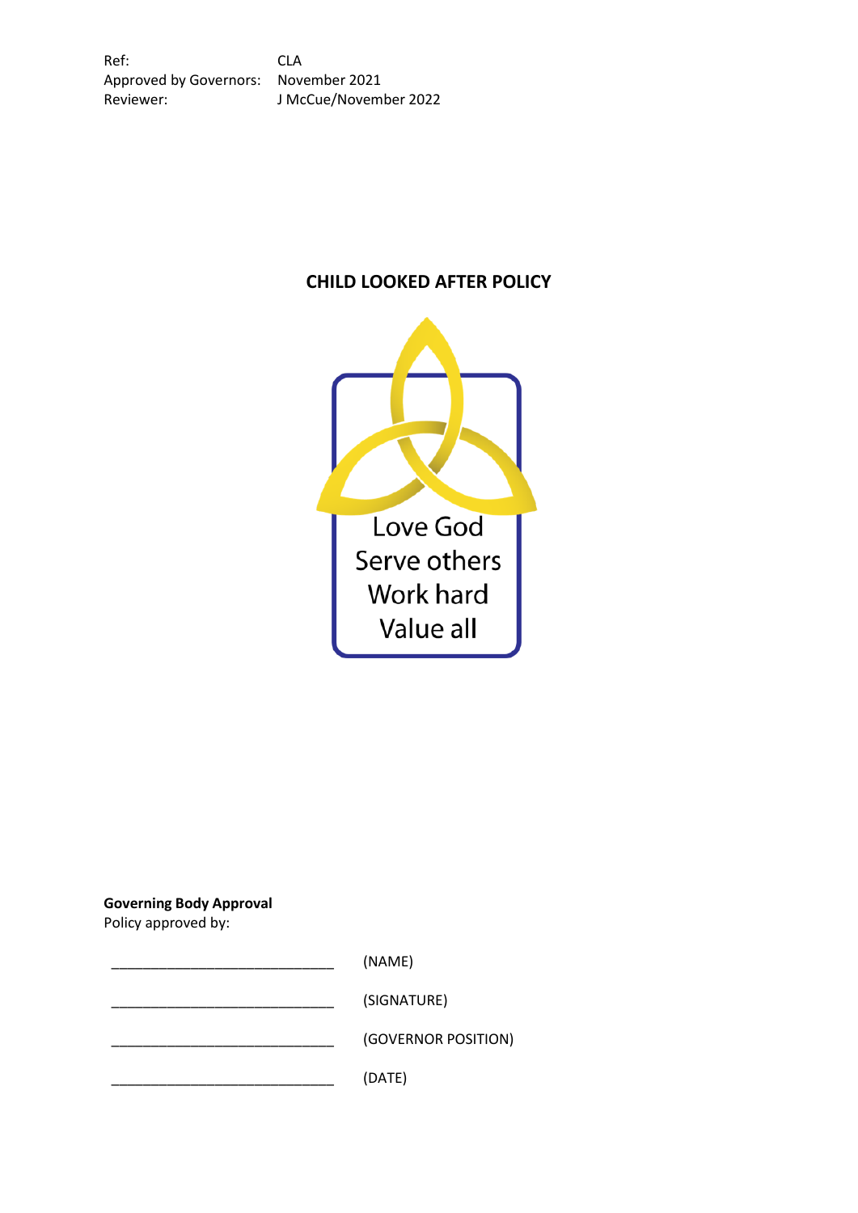| | |
|---|---|
| Ref: | CLA |
| Approved by Governors: | November 2021 |
| Reviewer: | J McCue/November 2022 |

# CHILD LOOKED AFTER POLICY

Love God
Serve others
Work hard
Value all

**Governing Body Approval**
Policy approved by:

_____________________________ (NAME)

_____________________________ (SIGNATURE)

_____________________________ (GOVERNOR POSITION)

_____________________________ (DATE)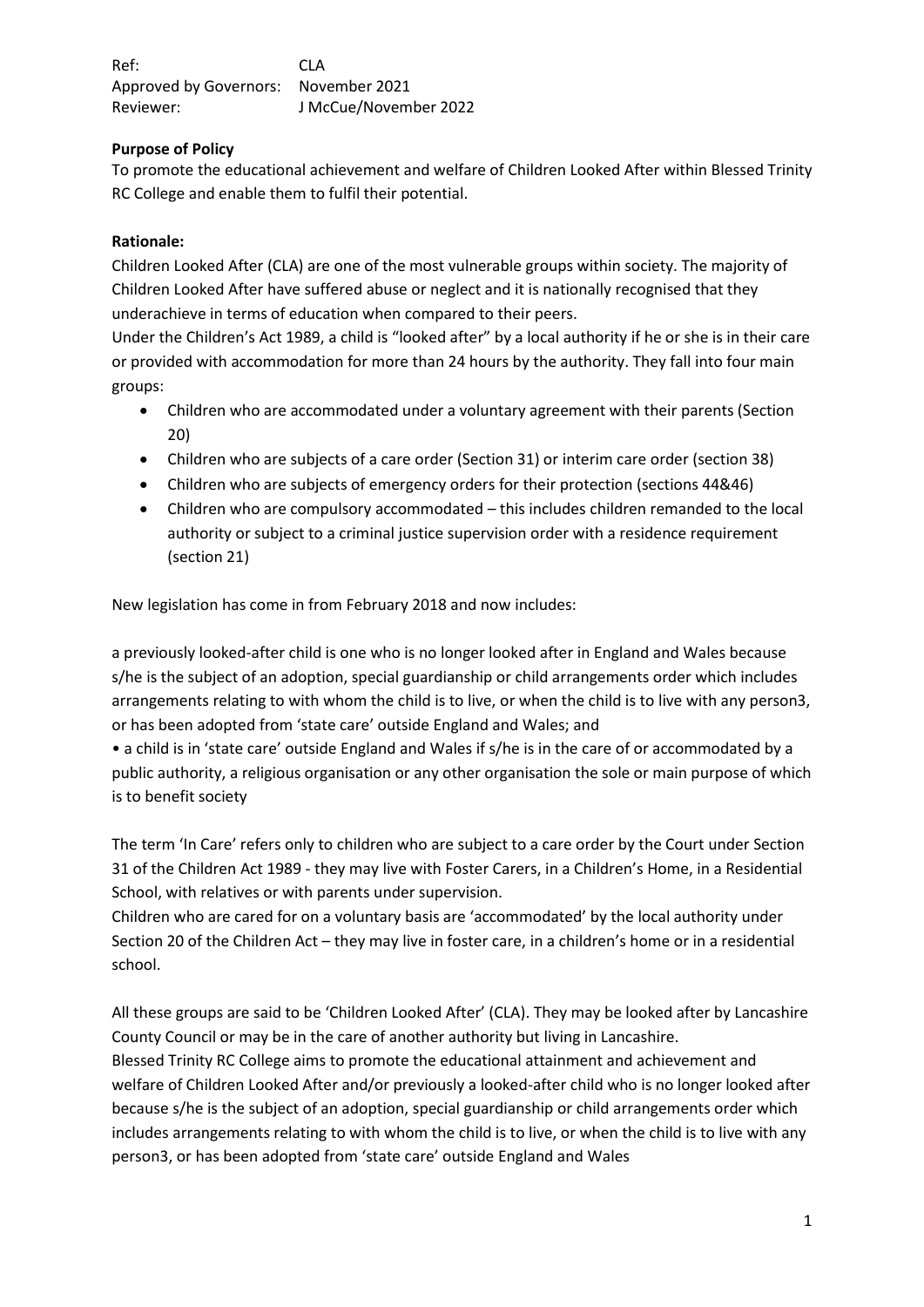Ref: CLA
Approved by Governors: November 2021
Reviewer: J McCue/November 2022

**Purpose of Policy**
To promote the educational achievement and welfare of Children Looked After within Blessed Trinity RC College and enable them to fulfil their potential.

**Rationale:**
Children Looked After (CLA) are one of the most vulnerable groups within society. The majority of Children Looked After have suffered abuse or neglect and it is nationally recognised that they underachieve in terms of education when compared to their peers.
Under the Children's Act 1989, a child is "looked after" by a local authority if he or she is in their care or provided with accommodation for more than 24 hours by the authority. They fall into four main groups:

- Children who are accommodated under a voluntary agreement with their parents (Section 20)
- Children who are subjects of a care order (Section 31) or interim care order (section 38)
- Children who are subjects of emergency orders for their protection (sections 44&46)
- Children who are compulsory accommodated – this includes children remanded to the local authority or subject to a criminal justice supervision order with a residence requirement (section 21)

New legislation has come in from February 2018 and now includes:

a previously looked-after child is one who is no longer looked after in England and Wales because s/he is the subject of an adoption, special guardianship or child arrangements order which includes arrangements relating to with whom the child is to live, or when the child is to live with any person3, or has been adopted from 'state care' outside England and Wales; and

• a child is in 'state care' outside England and Wales if s/he is in the care of or accommodated by a public authority, a religious organisation or any other organisation the sole or main purpose of which is to benefit society

The term 'In Care' refers only to children who are subject to a care order by the Court under Section 31 of the Children Act 1989 - they may live with Foster Carers, in a Children's Home, in a Residential School, with relatives or with parents under supervision.
Children who are cared for on a voluntary basis are 'accommodated' by the local authority under Section 20 of the Children Act – they may live in foster care, in a children's home or in a residential school.

All these groups are said to be 'Children Looked After' (CLA). They may be looked after by Lancashire County Council or may be in the care of another authority but living in Lancashire.
Blessed Trinity RC College aims to promote the educational attainment and achievement and welfare of Children Looked After and/or previously a looked-after child who is no longer looked after because s/he is the subject of an adoption, special guardianship or child arrangements order which includes arrangements relating to with whom the child is to live, or when the child is to live with any person3, or has been adopted from 'state care' outside England and Wales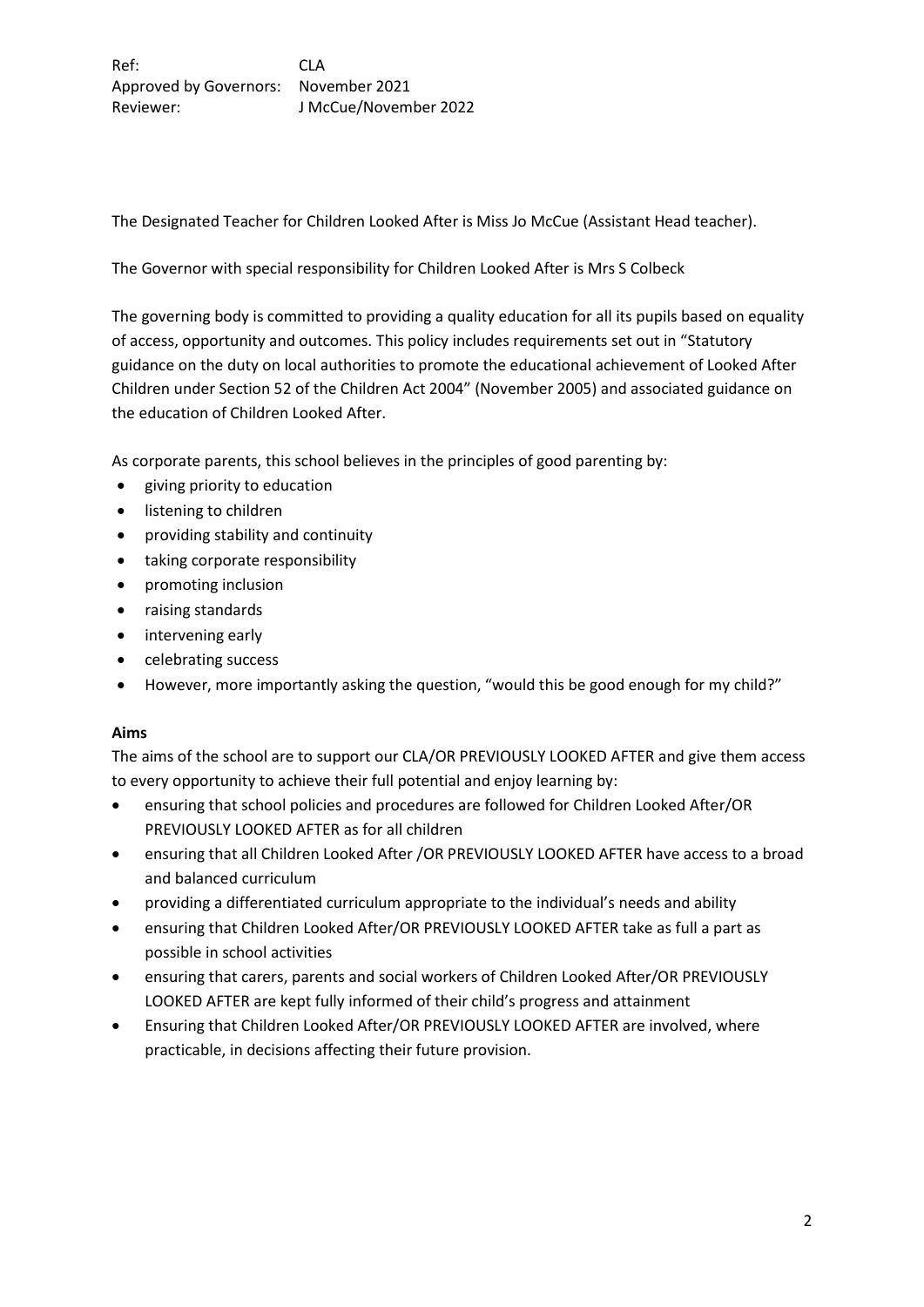Ref: CLA
Approved by Governors: November 2021
Reviewer: J McCue/November 2022

The Designated Teacher for Children Looked After is Miss Jo McCue (Assistant Head teacher).

The Governor with special responsibility for Children Looked After is Mrs S Colbeck

The governing body is committed to providing a quality education for all its pupils based on equality of access, opportunity and outcomes. This policy includes requirements set out in "Statutory guidance on the duty on local authorities to promote the educational achievement of Looked After Children under Section 52 of the Children Act 2004" (November 2005) and associated guidance on the education of Children Looked After.

As corporate parents, this school believes in the principles of good parenting by:

- giving priority to education
- listening to children
- providing stability and continuity
- taking corporate responsibility
- promoting inclusion
- raising standards
- intervening early
- celebrating success
- However, more importantly asking the question, "would this be good enough for my child?"

**Aims**

The aims of the school are to support our CLA/OR PREVIOUSLY LOOKED AFTER and give them access to every opportunity to achieve their full potential and enjoy learning by:

- ensuring that school policies and procedures are followed for Children Looked After/OR PREVIOUSLY LOOKED AFTER as for all children
- ensuring that all Children Looked After /OR PREVIOUSLY LOOKED AFTER have access to a broad and balanced curriculum
- providing a differentiated curriculum appropriate to the individual's needs and ability
- ensuring that Children Looked After/OR PREVIOUSLY LOOKED AFTER take as full a part as possible in school activities
- ensuring that carers, parents and social workers of Children Looked After/OR PREVIOUSLY LOOKED AFTER are kept fully informed of their child's progress and attainment
- Ensuring that Children Looked After/OR PREVIOUSLY LOOKED AFTER are involved, where practicable, in decisions affecting their future provision.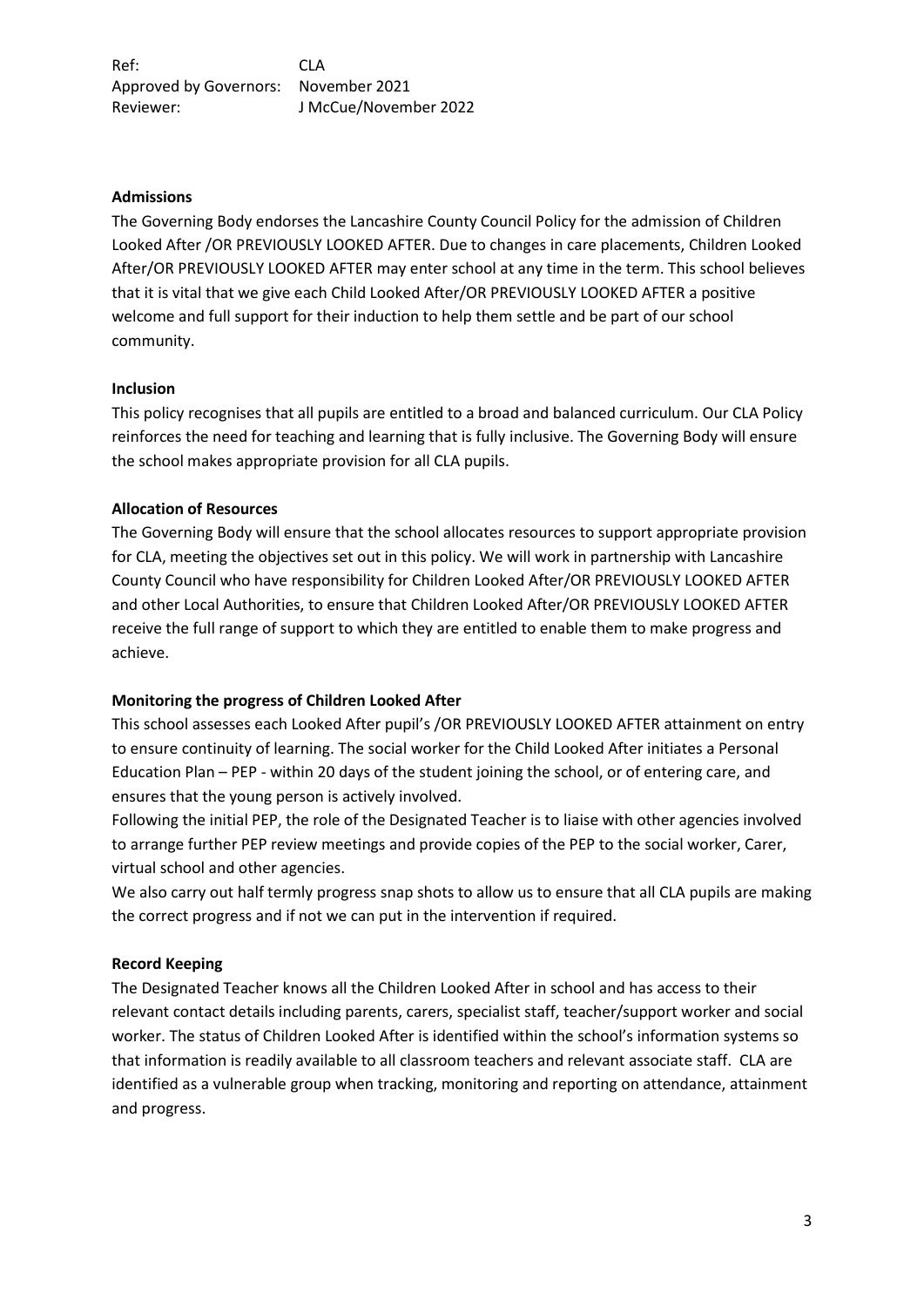Ref: CLA
Approved by Governors: November 2021
Reviewer: J McCue/November 2022

**Admissions**

The Governing Body endorses the Lancashire County Council Policy for the admission of Children Looked After /OR PREVIOUSLY LOOKED AFTER. Due to changes in care placements, Children Looked After/OR PREVIOUSLY LOOKED AFTER may enter school at any time in the term. This school believes that it is vital that we give each Child Looked After/OR PREVIOUSLY LOOKED AFTER a positive welcome and full support for their induction to help them settle and be part of our school community.

**Inclusion**

This policy recognises that all pupils are entitled to a broad and balanced curriculum. Our CLA Policy reinforces the need for teaching and learning that is fully inclusive. The Governing Body will ensure the school makes appropriate provision for all CLA pupils.

**Allocation of Resources**

The Governing Body will ensure that the school allocates resources to support appropriate provision for CLA, meeting the objectives set out in this policy. We will work in partnership with Lancashire County Council who have responsibility for Children Looked After/OR PREVIOUSLY LOOKED AFTER and other Local Authorities, to ensure that Children Looked After/OR PREVIOUSLY LOOKED AFTER receive the full range of support to which they are entitled to enable them to make progress and achieve.

**Monitoring the progress of Children Looked After**

This school assesses each Looked After pupil's /OR PREVIOUSLY LOOKED AFTER attainment on entry to ensure continuity of learning. The social worker for the Child Looked After initiates a Personal Education Plan – PEP - within 20 days of the student joining the school, or of entering care, and ensures that the young person is actively involved.

Following the initial PEP, the role of the Designated Teacher is to liaise with other agencies involved to arrange further PEP review meetings and provide copies of the PEP to the social worker, Carer, virtual school and other agencies.

We also carry out half termly progress snap shots to allow us to ensure that all CLA pupils are making the correct progress and if not we can put in the intervention if required.

**Record Keeping**

The Designated Teacher knows all the Children Looked After in school and has access to their relevant contact details including parents, carers, specialist staff, teacher/support worker and social worker. The status of Children Looked After is identified within the school's information systems so that information is readily available to all classroom teachers and relevant associate staff. CLA are identified as a vulnerable group when tracking, monitoring and reporting on attendance, attainment and progress.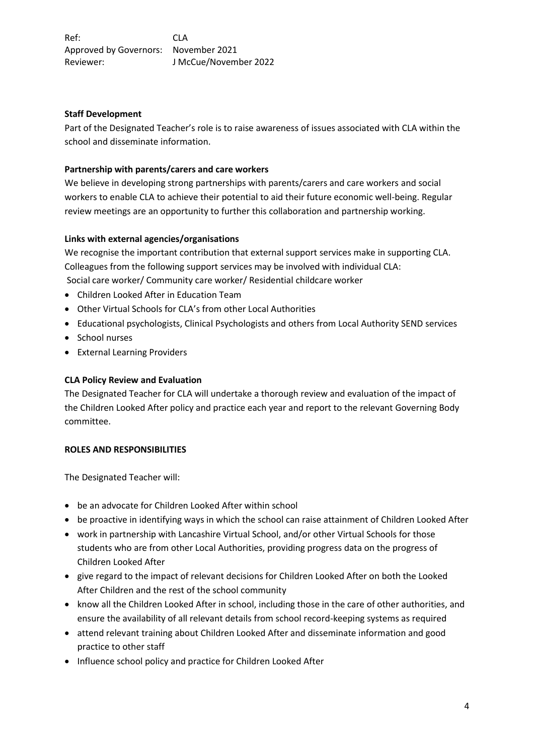**Staff Development**

Part of the Designated Teacher's role is to raise awareness of issues associated with CLA within the school and disseminate information.

**Partnership with parents/carers and care workers**

We believe in developing strong partnerships with parents/carers and care workers and social workers to enable CLA to achieve their potential to aid their future economic well-being. Regular review meetings are an opportunity to further this collaboration and partnership working.

**Links with external agencies/organisations**

We recognise the important contribution that external support services make in supporting CLA. Colleagues from the following support services may be involved with individual CLA:

Social care worker/ Community care worker/ Residential childcare worker

- Children Looked After in Education Team
- Other Virtual Schools for CLA's from other Local Authorities
- Educational psychologists, Clinical Psychologists and others from Local Authority SEND services
- School nurses
- External Learning Providers

**CLA Policy Review and Evaluation**

The Designated Teacher for CLA will undertake a thorough review and evaluation of the impact of the Children Looked After policy and practice each year and report to the relevant Governing Body committee.

**ROLES AND RESPONSIBILITIES**

The Designated Teacher will:

- be an advocate for Children Looked After within school
- be proactive in identifying ways in which the school can raise attainment of Children Looked After
- work in partnership with Lancashire Virtual School, and/or other Virtual Schools for those students who are from other Local Authorities, providing progress data on the progress of Children Looked After
- give regard to the impact of relevant decisions for Children Looked After on both the Looked After Children and the rest of the school community
- know all the Children Looked After in school, including those in the care of other authorities, and ensure the availability of all relevant details from school record-keeping systems as required
- attend relevant training about Children Looked After and disseminate information and good practice to other staff
- Influence school policy and practice for Children Looked After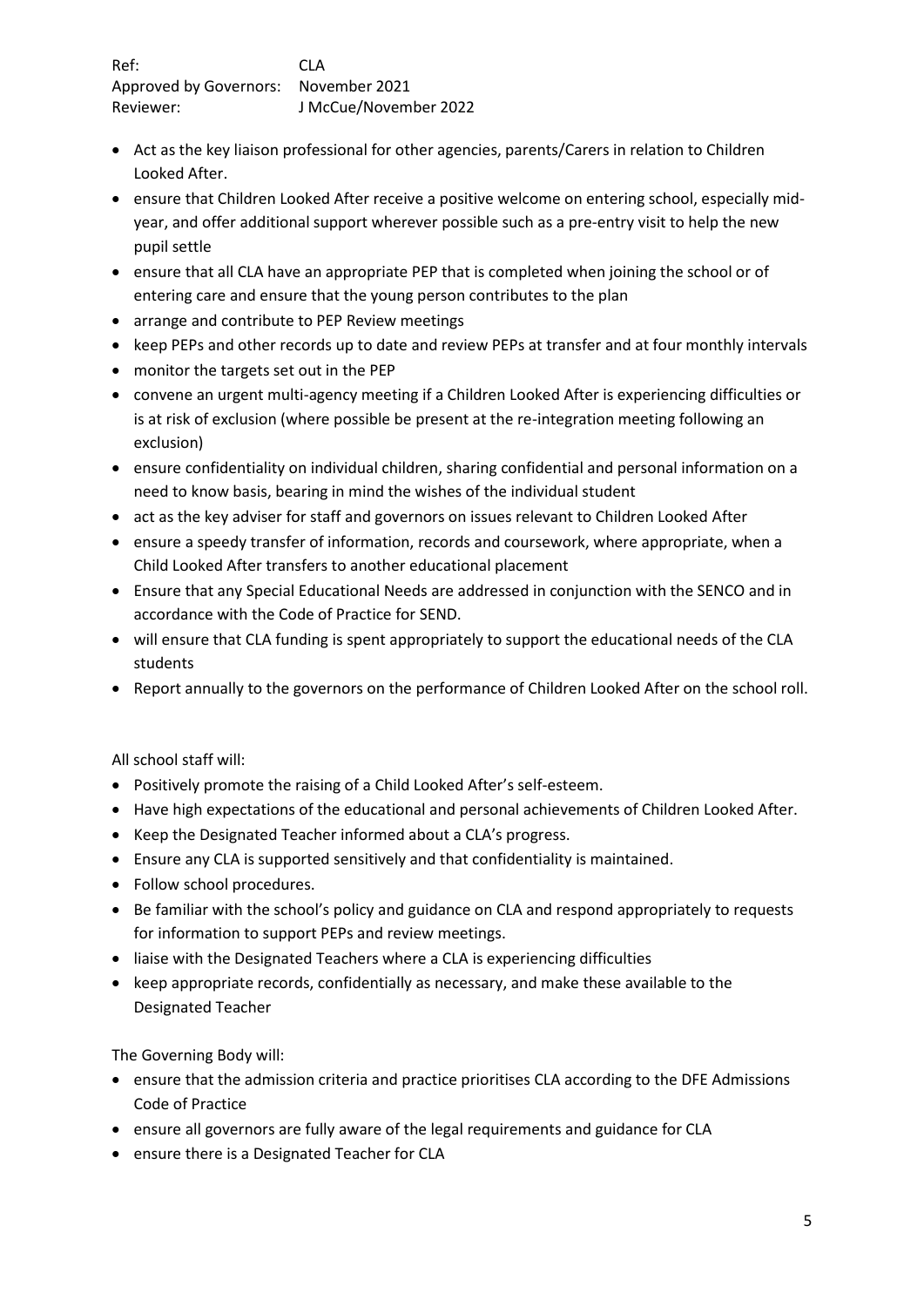- Act as the key liaison professional for other agencies, parents/Carers in relation to Children Looked After.
- ensure that Children Looked After receive a positive welcome on entering school, especially mid-year, and offer additional support wherever possible such as a pre-entry visit to help the new pupil settle
- ensure that all CLA have an appropriate PEP that is completed when joining the school or of entering care and ensure that the young person contributes to the plan
- arrange and contribute to PEP Review meetings
- keep PEPs and other records up to date and review PEPs at transfer and at four monthly intervals
- monitor the targets set out in the PEP
- convene an urgent multi-agency meeting if a Children Looked After is experiencing difficulties or is at risk of exclusion (where possible be present at the re-integration meeting following an exclusion)
- ensure confidentiality on individual children, sharing confidential and personal information on a need to know basis, bearing in mind the wishes of the individual student
- act as the key adviser for staff and governors on issues relevant to Children Looked After
- ensure a speedy transfer of information, records and coursework, where appropriate, when a Child Looked After transfers to another educational placement
- Ensure that any Special Educational Needs are addressed in conjunction with the SENCO and in accordance with the Code of Practice for SEND.
- will ensure that CLA funding is spent appropriately to support the educational needs of the CLA students
- Report annually to the governors on the performance of Children Looked After on the school roll.

All school staff will:

- Positively promote the raising of a Child Looked After's self-esteem.
- Have high expectations of the educational and personal achievements of Children Looked After.
- Keep the Designated Teacher informed about a CLA's progress.
- Ensure any CLA is supported sensitively and that confidentiality is maintained.
- Follow school procedures.
- Be familiar with the school's policy and guidance on CLA and respond appropriately to requests for information to support PEPs and review meetings.
- liaise with the Designated Teachers where a CLA is experiencing difficulties
- keep appropriate records, confidentially as necessary, and make these available to the Designated Teacher

The Governing Body will:

- ensure that the admission criteria and practice prioritises CLA according to the DFE Admissions Code of Practice
- ensure all governors are fully aware of the legal requirements and guidance for CLA
- ensure there is a Designated Teacher for CLA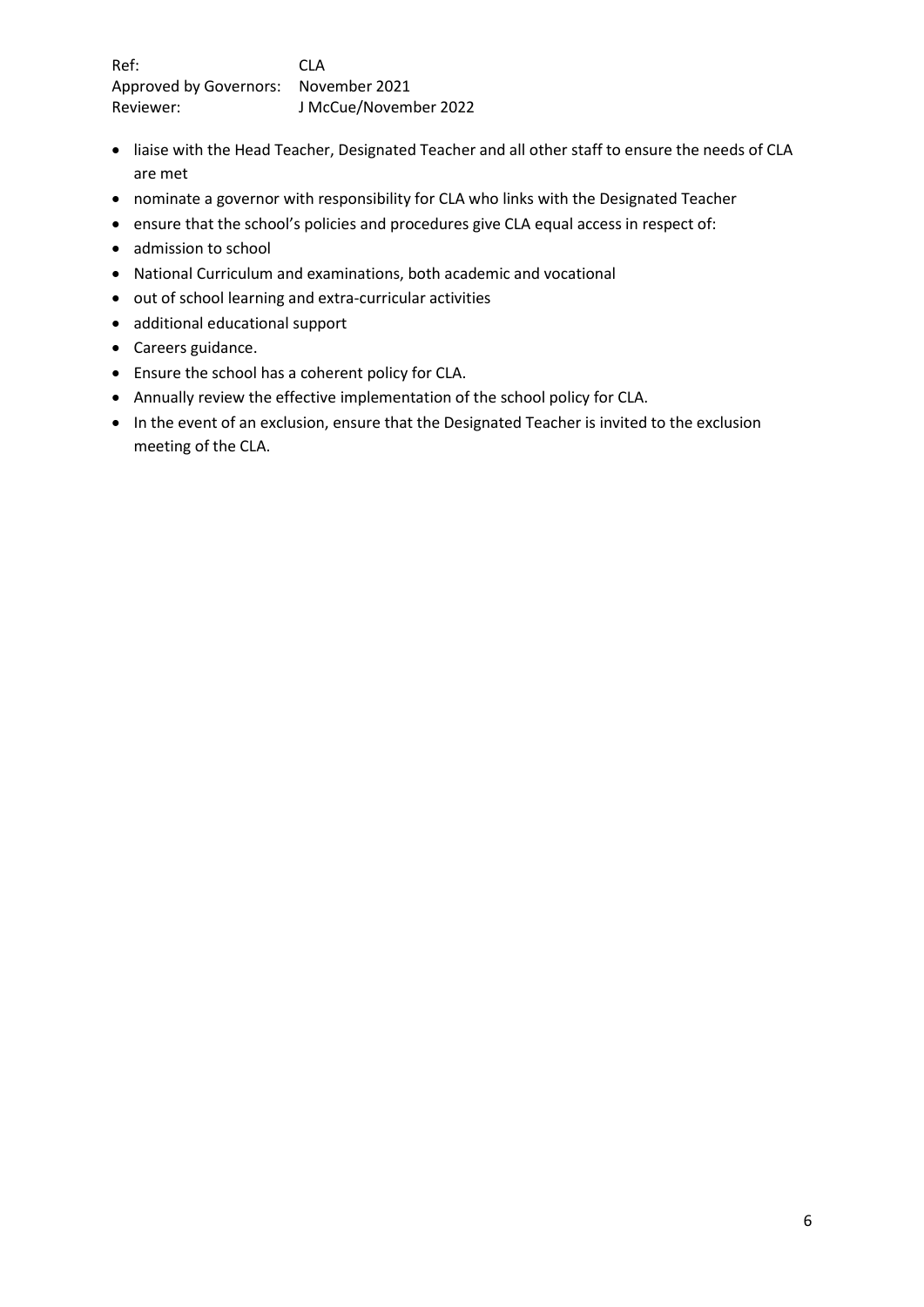- liaise with the Head Teacher, Designated Teacher and all other staff to ensure the needs of CLA are met
- nominate a governor with responsibility for CLA who links with the Designated Teacher
- ensure that the school's policies and procedures give CLA equal access in respect of:
- admission to school
- National Curriculum and examinations, both academic and vocational
- out of school learning and extra-curricular activities
- additional educational support
- Careers guidance.
- Ensure the school has a coherent policy for CLA.
- Annually review the effective implementation of the school policy for CLA.
- In the event of an exclusion, ensure that the Designated Teacher is invited to the exclusion meeting of the CLA.